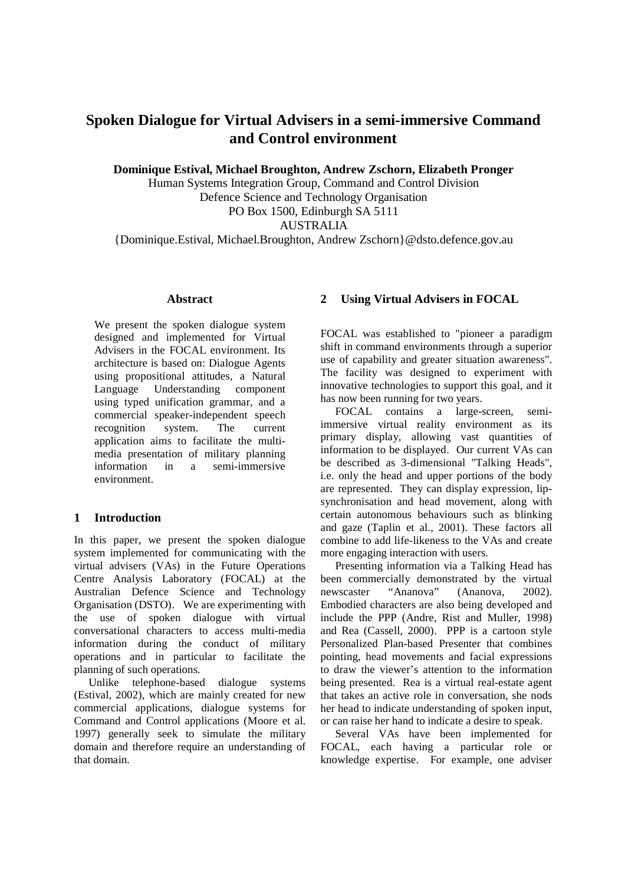# Spoken Dialogue for Virtual Advisers in a semi-immersive Command and Control environment

**Dominique Estival, Michael Broughton, Andrew Zschorn, Elizabeth Pronger**

Human Systems Integration Group, Command and Control Division
Defence Science and Technology Organisation
PO Box 1500, Edinburgh SA 5111
AUSTRALIA
{Dominique.Estival, Michael.Broughton, Andrew Zschorn}@dsto.defence.gov.au

## Abstract

We present the spoken dialogue system designed and implemented for Virtual Advisers in the FOCAL environment. Its architecture is based on: Dialogue Agents using propositional attitudes, a Natural Language Understanding component using typed unification grammar, and a commercial speaker-independent speech recognition system. The current application aims to facilitate the multi-media presentation of military planning information in a semi-immersive environment.

## 1 Introduction

In this paper, we present the spoken dialogue system implemented for communicating with the virtual advisers (VAs) in the Future Operations Centre Analysis Laboratory (FOCAL) at the Australian Defence Science and Technology Organisation (DSTO). We are experimenting with the use of spoken dialogue with virtual conversational characters to access multi-media information during the conduct of military operations and in particular to facilitate the planning of such operations.

Unlike telephone-based dialogue systems (Estival, 2002), which are mainly created for new commercial applications, dialogue systems for Command and Control applications (Moore et al. 1997) generally seek to simulate the military domain and therefore require an understanding of that domain.

## 2 Using Virtual Advisers in FOCAL

FOCAL was established to "pioneer a paradigm shift in command environments through a superior use of capability and greater situation awareness". The facility was designed to experiment with innovative technologies to support this goal, and it has now been running for two years.

FOCAL contains a large-screen, semi-immersive virtual reality environment as its primary display, allowing vast quantities of information to be displayed. Our current VAs can be described as 3-dimensional "Talking Heads", i.e. only the head and upper portions of the body are represented. They can display expression, lip-synchronisation and head movement, along with certain autonomous behaviours such as blinking and gaze (Taplin et al., 2001). These factors all combine to add life-likeness to the VAs and create more engaging interaction with users.

Presenting information via a Talking Head has been commercially demonstrated by the virtual newscaster "Ananova" (Ananova, 2002). Embodied characters are also being developed and include the PPP (Andre, Rist and Muller, 1998) and Rea (Cassell, 2000). PPP is a cartoon style Personalized Plan-based Presenter that combines pointing, head movements and facial expressions to draw the viewer's attention to the information being presented. Rea is a virtual real-estate agent that takes an active role in conversation, she nods her head to indicate understanding of spoken input, or can raise her hand to indicate a desire to speak.

Several VAs have been implemented for FOCAL, each having a particular role or knowledge expertise. For example, one adviser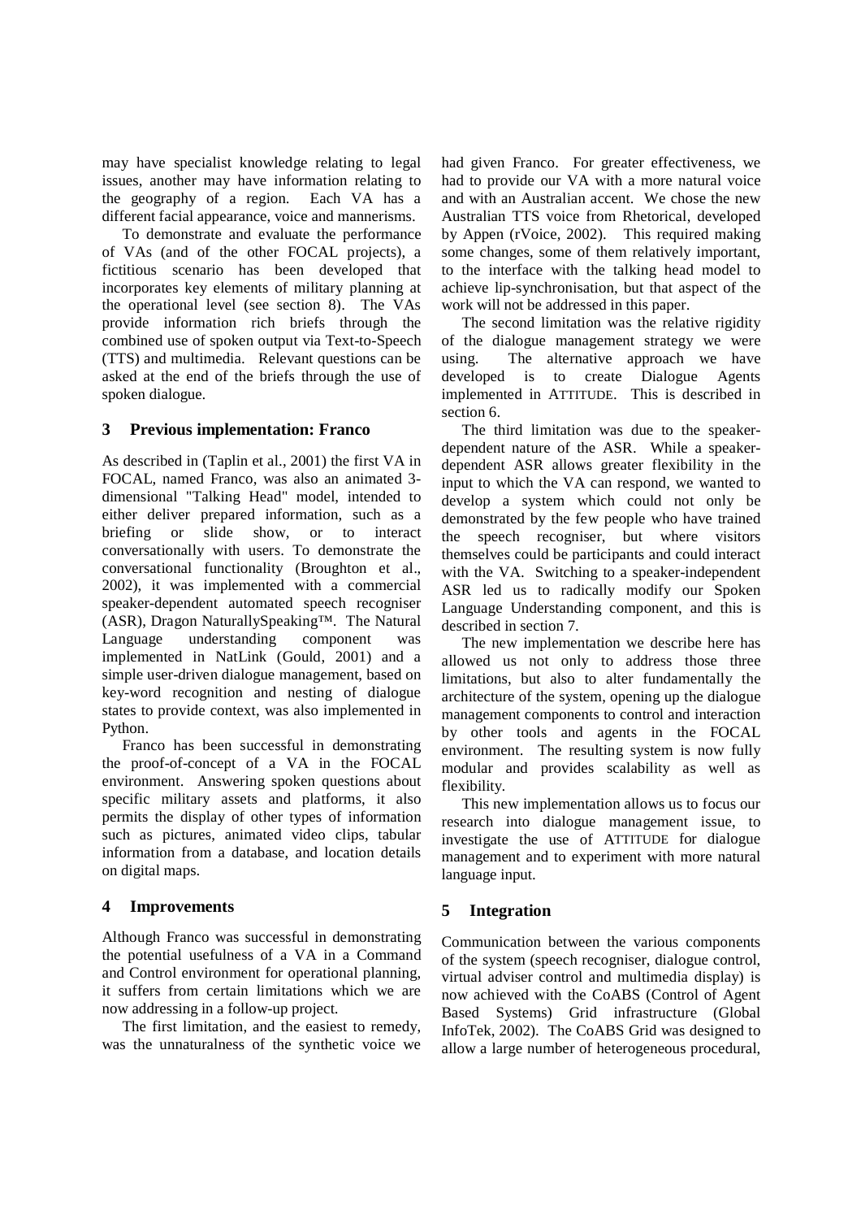may have specialist knowledge relating to legal issues, another may have information relating to the geography of a region. Each VA has a different facial appearance, voice and mannerisms.

To demonstrate and evaluate the performance of VAs (and of the other FOCAL projects), a fictitious scenario has been developed that incorporates key elements of military planning at the operational level (see section 8). The VAs provide information rich briefs through the combined use of spoken output via Text-to-Speech (TTS) and multimedia. Relevant questions can be asked at the end of the briefs through the use of spoken dialogue.

## 3 Previous implementation: Franco

As described in (Taplin et al., 2001) the first VA in FOCAL, named Franco, was also an animated 3-dimensional "Talking Head" model, intended to either deliver prepared information, such as a briefing or slide show, or to interact conversationally with users. To demonstrate the conversational functionality (Broughton et al., 2002), it was implemented with a commercial speaker-dependent automated speech recogniser (ASR), Dragon NaturallySpeaking™. The Natural Language understanding component was implemented in NatLink (Gould, 2001) and a simple user-driven dialogue management, based on key-word recognition and nesting of dialogue states to provide context, was also implemented in Python.

Franco has been successful in demonstrating the proof-of-concept of a VA in the FOCAL environment. Answering spoken questions about specific military assets and platforms, it also permits the display of other types of information such as pictures, animated video clips, tabular information from a database, and location details on digital maps.

## 4 Improvements

Although Franco was successful in demonstrating the potential usefulness of a VA in a Command and Control environment for operational planning, it suffers from certain limitations which we are now addressing in a follow-up project.

The first limitation, and the easiest to remedy, was the unnaturalness of the synthetic voice we had given Franco. For greater effectiveness, we had to provide our VA with a more natural voice and with an Australian accent. We chose the new Australian TTS voice from Rhetorical, developed by Appen (rVoice, 2002). This required making some changes, some of them relatively important, to the interface with the talking head model to achieve lip-synchronisation, but that aspect of the work will not be addressed in this paper.

The second limitation was the relative rigidity of the dialogue management strategy we were using. The alternative approach we have developed is to create Dialogue Agents implemented in ATTITUDE. This is described in section 6.

The third limitation was due to the speaker-dependent nature of the ASR. While a speaker-dependent ASR allows greater flexibility in the input to which the VA can respond, we wanted to develop a system which could not only be demonstrated by the few people who have trained the speech recogniser, but where visitors themselves could be participants and could interact with the VA. Switching to a speaker-independent ASR led us to radically modify our Spoken Language Understanding component, and this is described in section 7.

The new implementation we describe here has allowed us not only to address those three limitations, but also to alter fundamentally the architecture of the system, opening up the dialogue management components to control and interaction by other tools and agents in the FOCAL environment. The resulting system is now fully modular and provides scalability as well as flexibility.

This new implementation allows us to focus our research into dialogue management issue, to investigate the use of ATTITUDE for dialogue management and to experiment with more natural language input.

## 5 Integration

Communication between the various components of the system (speech recogniser, dialogue control, virtual adviser control and multimedia display) is now achieved with the CoABS (Control of Agent Based Systems) Grid infrastructure (Global InfoTek, 2002). The CoABS Grid was designed to allow a large number of heterogeneous procedural,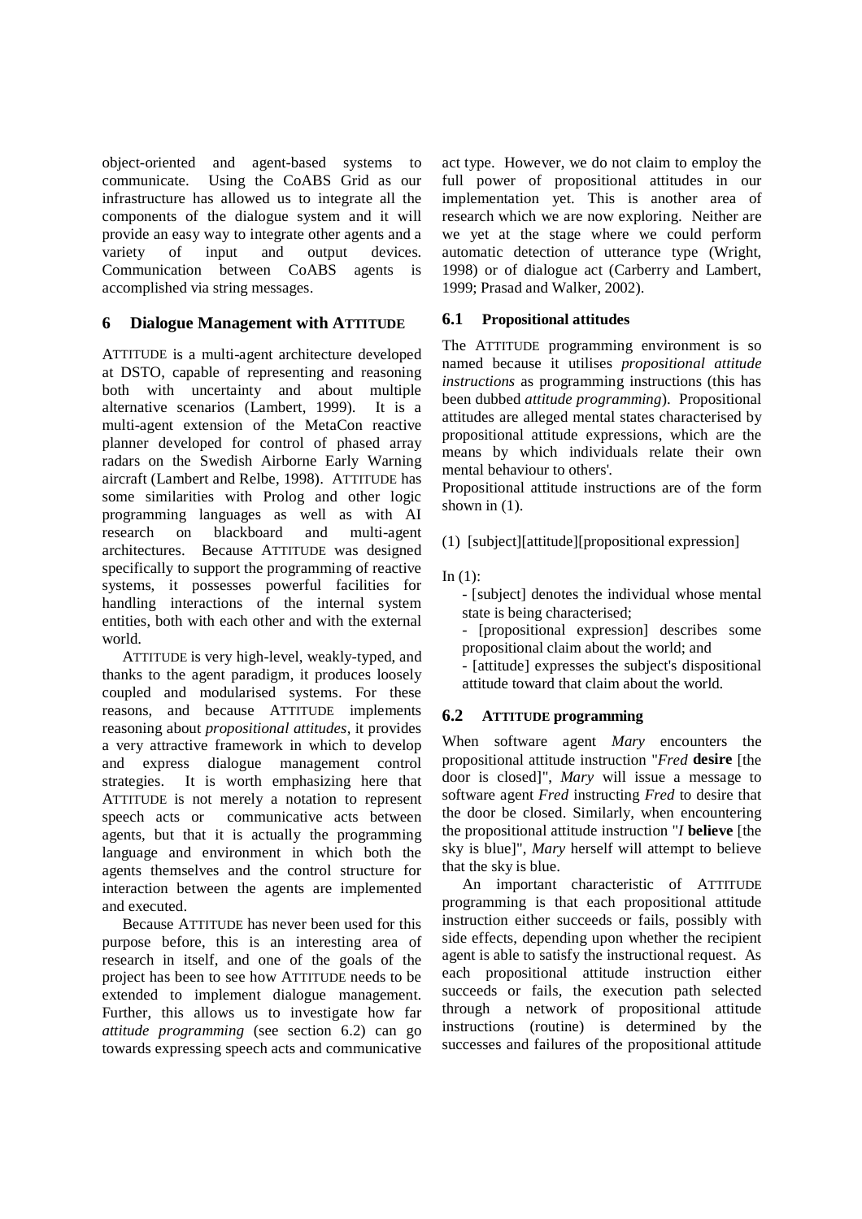object-oriented and agent-based systems to communicate. Using the CoABS Grid as our infrastructure has allowed us to integrate all the components of the dialogue system and it will provide an easy way to integrate other agents and a variety of input and output devices. Communication between CoABS agents is accomplished via string messages.

## 6 Dialogue Management with ATTITUDE

ATTITUDE is a multi-agent architecture developed at DSTO, capable of representing and reasoning both with uncertainty and about multiple alternative scenarios (Lambert, 1999). It is a multi-agent extension of the MetaCon reactive planner developed for control of phased array radars on the Swedish Airborne Early Warning aircraft (Lambert and Relbe, 1998). ATTITUDE has some similarities with Prolog and other logic programming languages as well as with AI research on blackboard and multi-agent architectures. Because ATTITUDE was designed specifically to support the programming of reactive systems, it possesses powerful facilities for handling interactions of the internal system entities, both with each other and with the external world.

ATTITUDE is very high-level, weakly-typed, and thanks to the agent paradigm, it produces loosely coupled and modularised systems. For these reasons, and because ATTITUDE implements reasoning about *propositional attitudes*, it provides a very attractive framework in which to develop and express dialogue management control strategies. It is worth emphasizing here that ATTITUDE is not merely a notation to represent speech acts or communicative acts between agents, but that it is actually the programming language and environment in which both the agents themselves and the control structure for interaction between the agents are implemented and executed.

Because ATTITUDE has never been used for this purpose before, this is an interesting area of research in itself, and one of the goals of the project has been to see how ATTITUDE needs to be extended to implement dialogue management. Further, this allows us to investigate how far *attitude programming* (see section 6.2) can go towards expressing speech acts and communicative act type. However, we do not claim to employ the full power of propositional attitudes in our implementation yet. This is another area of research which we are now exploring. Neither are we yet at the stage where we could perform automatic detection of utterance type (Wright, 1998) or of dialogue act (Carberry and Lambert, 1999; Prasad and Walker, 2002).

### 6.1 Propositional attitudes

The ATTITUDE programming environment is so named because it utilises *propositional attitude instructions* as programming instructions (this has been dubbed *attitude programming*). Propositional attitudes are alleged mental states characterised by propositional attitude expressions, which are the means by which individuals relate their own mental behaviour to others'.

Propositional attitude instructions are of the form shown in (1).

(1) [subject][attitude][propositional expression]

In (1):

- [subject] denotes the individual whose mental state is being characterised;
- [propositional expression] describes some propositional claim about the world; and
- [attitude] expresses the subject's dispositional attitude toward that claim about the world.

### 6.2 ATTITUDE programming

When software agent *Mary* encounters the propositional attitude instruction "*Fred* **desire** [the door is closed]", *Mary* will issue a message to software agent *Fred* instructing *Fred* to desire that the door be closed. Similarly, when encountering the propositional attitude instruction "*I* **believe** [the sky is blue]", *Mary* herself will attempt to believe that the sky is blue.

An important characteristic of ATTITUDE programming is that each propositional attitude instruction either succeeds or fails, possibly with side effects, depending upon whether the recipient agent is able to satisfy the instructional request. As each propositional attitude instruction either succeeds or fails, the execution path selected through a network of propositional attitude instructions (routine) is determined by the successes and failures of the propositional attitude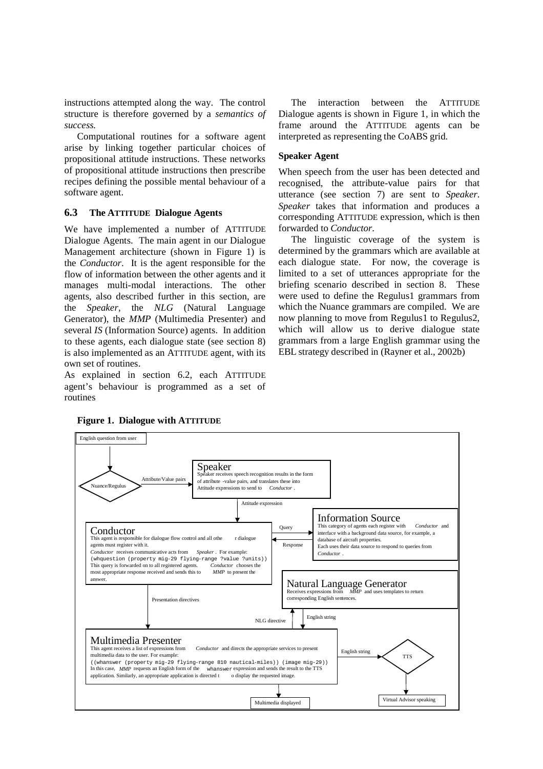instructions attempted along the way. The control structure is therefore governed by a *semantics of success.*

Computational routines for a software agent arise by linking together particular choices of propositional attitude instructions. These networks of propositional attitude instructions then prescribe recipes defining the possible mental behaviour of a software agent.

### 6.3 The ATTITUDE Dialogue Agents

We have implemented a number of ATTITUDE Dialogue Agents. The main agent in our Dialogue Management architecture (shown in Figure 1) is the *Conductor*. It is the agent responsible for the flow of information between the other agents and it manages multi-modal interactions. The other agents, also described further in this section, are the *Speaker*, the *NLG* (Natural Language Generator), the *MMP* (Multimedia Presenter) and several *IS* (Information Source) agents. In addition to these agents, each dialogue state (see section 8) is also implemented as an ATTITUDE agent, with its own set of routines.

As explained in section 6.2, each ATTITUDE agent's behaviour is programmed as a set of routines

The interaction between the ATTITUDE Dialogue agents is shown in Figure 1, in which the frame around the ATTITUDE agents can be interpreted as representing the CoABS grid.

#### Speaker Agent

When speech from the user has been detected and recognised, the attribute-value pairs for that utterance (see section 7) are sent to *Speaker*. *Speaker* takes that information and produces a corresponding ATTITUDE expression, which is then forwarded to *Conductor*.

The linguistic coverage of the system is determined by the grammars which are available at each dialogue state. For now, the coverage is limited to a set of utterances appropriate for the briefing scenario described in section 8. These were used to define the Regulus1 grammars from which the Nuance grammars are compiled. We are now planning to move from Regulus1 to Regulus2, which will allow us to derive dialogue state grammars from a large English grammar using the EBL strategy described in (Rayner et al., 2002b)

**Figure 1. Dialogue with ATTITUDE**

English question from user → Nuance/Regulus → (Attribute/Value pairs) → **Speaker**: Speaker receives speech recognition results in the form of attribute -value pairs, and translates these into Attitude expressions to send to *Conductor*.

(Attitude expression) → **Conductor**: This agent is responsible for dialogue flow control and all other dialogue agents must register with it. *Conductor* receives communicative acts from *Speaker*. For example:
`(whquestion (property mig-29 flying-range ?value ?units))`
This query is forwarded on to all registered agents. *Conductor* chooses the most appropriate response received and sends this to *MMP* to present the answer.

Conductor ↔ (Query / Response) ↔ **Information Source**: This category of agents each register with *Conductor* and interface with a background data source, for example, a database of aircraft properties. Each uses their data source to respond to queries from *Conductor*.

(Presentation directives) → **Multimedia Presenter**: This agent receives a list of expressions from *Conductor* and directs the appropriate services to present multimedia data to the user. For example:
`((whanswer (property mig-29 flying-range 810 nautical-miles)) (image mig-29))`
In this case, *MMP* requests an English form of the `whanswer` expression and sends the result to the TTS application. Similarly, an appropriate application is directed to display the requested image.

Multimedia Presenter ↔ (NLG directive / English string) ↔ **Natural Language Generator**: Receives expressions from *MMP* and uses templates to return corresponding English sentences.

Multimedia Presenter → Multimedia displayed

Multimedia Presenter → (English string) → TTS → Virtual Advisor speaking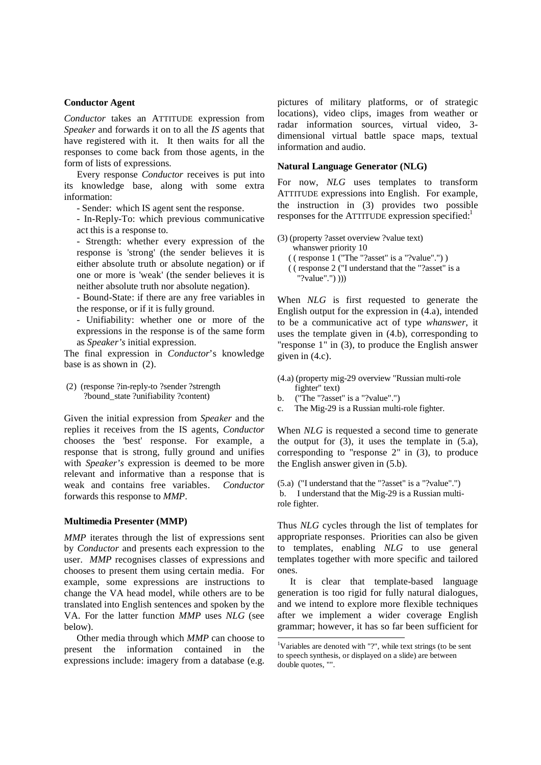### Conductor Agent

*Conductor* takes an ATTITUDE expression from *Speaker* and forwards it on to all the *IS* agents that have registered with it. It then waits for all the responses to come back from those agents, in the form of lists of expressions.

Every response *Conductor* receives is put into its knowledge base, along with some extra information:

- Sender: which IS agent sent the response.
- In-Reply-To: which previous communicative act this is a response to.
- Strength: whether every expression of the response is 'strong' (the sender believes it is either absolute truth or absolute negation) or if one or more is 'weak' (the sender believes it is neither absolute truth nor absolute negation).
- Bound-State: if there are any free variables in the response, or if it is fully ground.
- Unifiability: whether one or more of the expressions in the response is of the same form as *Speaker's* initial expression.

The final expression in *Conductor*'s knowledge base is as shown in (2).

```
(2) (response ?in-reply-to ?sender ?strength
     ?bound_state ?unifiability ?content)
```

Given the initial expression from *Speaker* and the replies it receives from the IS agents, *Conductor* chooses the 'best' response. For example, a response that is strong, fully ground and unifies with *Speaker's* expression is deemed to be more relevant and informative than a response that is weak and contains free variables. *Conductor* forwards this response to *MMP*.

### Multimedia Presenter (MMP)

*MMP* iterates through the list of expressions sent by *Conductor* and presents each expression to the user. *MMP* recognises classes of expressions and chooses to present them using certain media. For example, some expressions are instructions to change the VA head model, while others are to be translated into English sentences and spoken by the VA. For the latter function *MMP* uses *NLG* (see below).

Other media through which *MMP* can choose to present the information contained in the expressions include: imagery from a database (e.g. pictures of military platforms, or of strategic locations), video clips, images from weather or radar information sources, virtual video, 3-dimensional virtual battle space maps, textual information and audio.

### Natural Language Generator (NLG)

For now, *NLG* uses templates to transform ATTITUDE expressions into English. For example, the instruction in (3) provides two possible responses for the ATTITUDE expression specified:[1]

```
(3) (property ?asset overview ?value text)
    whanswer priority 10
   ( ( response 1 ("The "?asset" is a "?value".") )
   ( ( response 2 ("I understand that the "?asset" is a
      "?value".") )))
```

When *NLG* is first requested to generate the English output for the expression in (4.a), intended to be a communicative act of type *whanswer*, it uses the template given in (4.b), corresponding to "response 1" in (3), to produce the English answer given in (4.c).

```
(4.a) (property mig-29 overview "Russian multi-role
       fighter" text)
b.    ("The "?asset" is a "?value".")
c.    The Mig-29 is a Russian multi-role fighter.
```

When *NLG* is requested a second time to generate the output for (3), it uses the template in (5.a), corresponding to "response 2" in (3), to produce the English answer given in (5.b).

```
(5.a) ("I understand that the "?asset" is a "?value".")
 b.   I understand that the Mig-29 is a Russian multi-
role fighter.
```

Thus *NLG* cycles through the list of templates for appropriate responses. Priorities can also be given to templates, enabling *NLG* to use general templates together with more specific and tailored ones.

It is clear that template-based language generation is too rigid for fully natural dialogues, and we intend to explore more flexible techniques after we implement a wider coverage English grammar; however, it has so far been sufficient for

[1] Variables are denoted with "?", while text strings (to be sent to speech synthesis, or displayed on a slide) are between double quotes, "".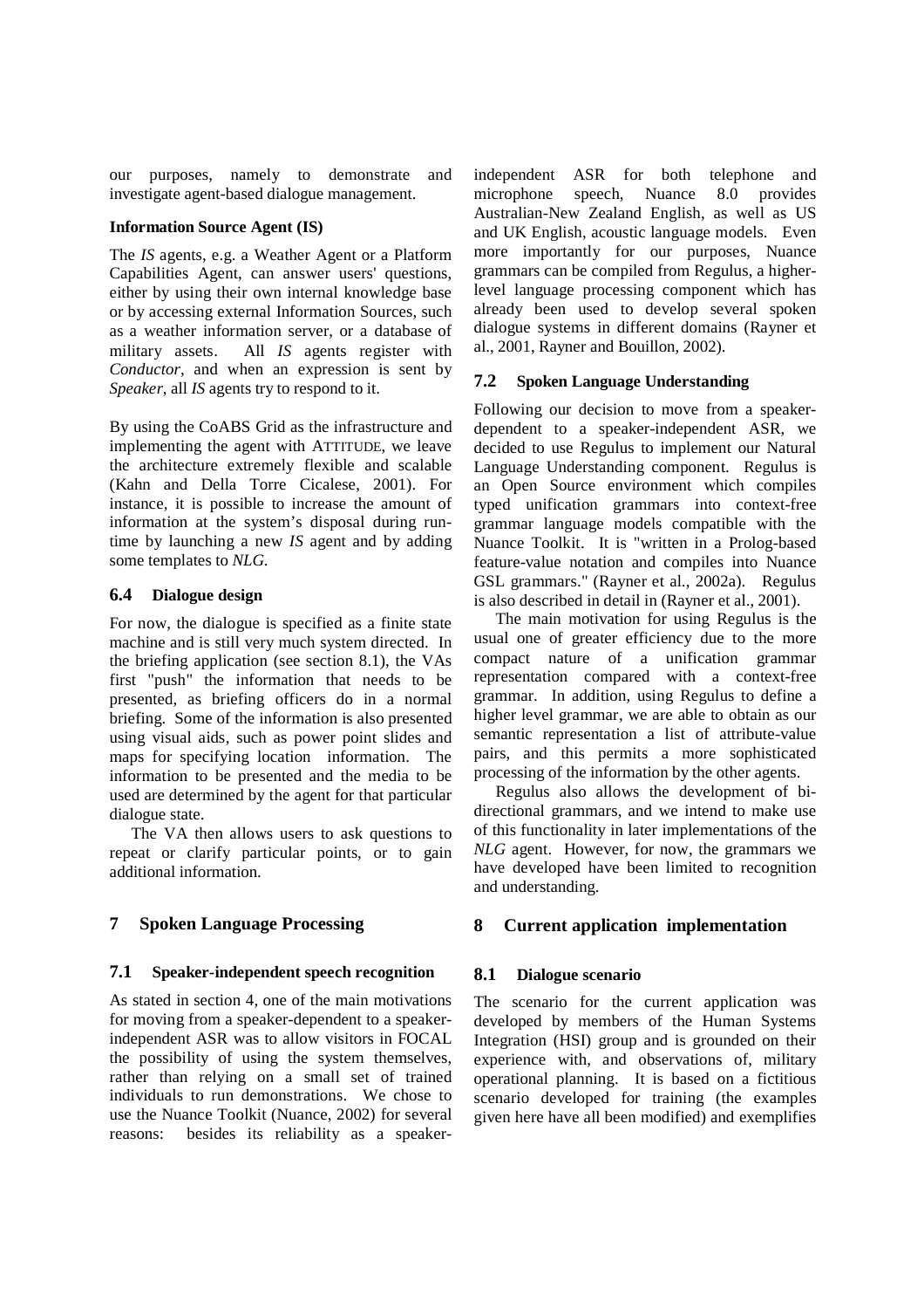our purposes, namely to demonstrate and investigate agent-based dialogue management.

**Information Source Agent (IS)**

The *IS* agents, e.g. a Weather Agent or a Platform Capabilities Agent, can answer users' questions, either by using their own internal knowledge base or by accessing external Information Sources, such as a weather information server, or a database of military assets. All *IS* agents register with *Conductor*, and when an expression is sent by *Speaker*, all *IS* agents try to respond to it.

By using the CoABS Grid as the infrastructure and implementing the agent with ATTITUDE, we leave the architecture extremely flexible and scalable (Kahn and Della Torre Cicalese, 2001). For instance, it is possible to increase the amount of information at the system's disposal during run-time by launching a new *IS* agent and by adding some templates to *NLG*.

### 6.4 Dialogue design

For now, the dialogue is specified as a finite state machine and is still very much system directed. In the briefing application (see section 8.1), the VAs first "push" the information that needs to be presented, as briefing officers do in a normal briefing. Some of the information is also presented using visual aids, such as power point slides and maps for specifying location information. The information to be presented and the media to be used are determined by the agent for that particular dialogue state.

The VA then allows users to ask questions to repeat or clarify particular points, or to gain additional information.

## 7 Spoken Language Processing

### 7.1 Speaker-independent speech recognition

As stated in section 4, one of the main motivations for moving from a speaker-dependent to a speaker-independent ASR was to allow visitors in FOCAL the possibility of using the system themselves, rather than relying on a small set of trained individuals to run demonstrations. We chose to use the Nuance Toolkit (Nuance, 2002) for several reasons: besides its reliability as a speaker-independent ASR for both telephone and microphone speech, Nuance 8.0 provides Australian-New Zealand English, as well as US and UK English, acoustic language models. Even more importantly for our purposes, Nuance grammars can be compiled from Regulus, a higher-level language processing component which has already been used to develop several spoken dialogue systems in different domains (Rayner et al., 2001, Rayner and Bouillon, 2002).

### 7.2 Spoken Language Understanding

Following our decision to move from a speaker-dependent to a speaker-independent ASR, we decided to use Regulus to implement our Natural Language Understanding component. Regulus is an Open Source environment which compiles typed unification grammars into context-free grammar language models compatible with the Nuance Toolkit. It is "written in a Prolog-based feature-value notation and compiles into Nuance GSL grammars." (Rayner et al., 2002a). Regulus is also described in detail in (Rayner et al., 2001).

The main motivation for using Regulus is the usual one of greater efficiency due to the more compact nature of a unification grammar representation compared with a context-free grammar. In addition, using Regulus to define a higher level grammar, we are able to obtain as our semantic representation a list of attribute-value pairs, and this permits a more sophisticated processing of the information by the other agents.

Regulus also allows the development of bi-directional grammars, and we intend to make use of this functionality in later implementations of the *NLG* agent. However, for now, the grammars we have developed have been limited to recognition and understanding.

## 8 Current application implementation

### 8.1 Dialogue scenario

The scenario for the current application was developed by members of the Human Systems Integration (HSI) group and is grounded on their experience with, and observations of, military operational planning. It is based on a fictitious scenario developed for training (the examples given here have all been modified) and exemplifies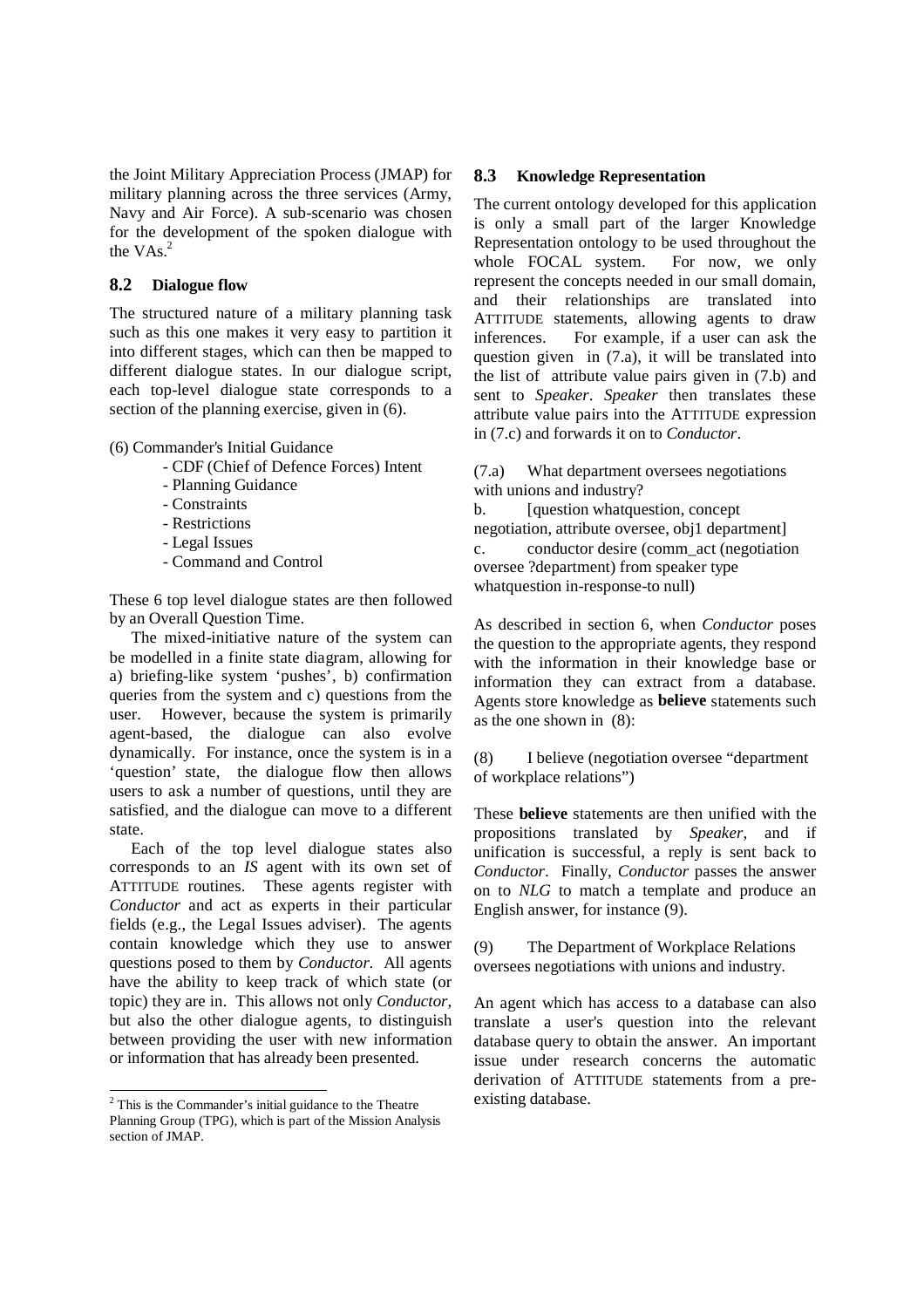the Joint Military Appreciation Process (JMAP) for military planning across the three services (Army, Navy and Air Force). A sub-scenario was chosen for the development of the spoken dialogue with the VAs.[2]

### 8.2 Dialogue flow

The structured nature of a military planning task such as this one makes it very easy to partition it into different stages, which can then be mapped to different dialogue states. In our dialogue script, each top-level dialogue state corresponds to a section of the planning exercise, given in (6).

(6) Commander's Initial Guidance

- CDF (Chief of Defence Forces) Intent
- Planning Guidance
- Constraints
- Restrictions
- Legal Issues
- Command and Control

These 6 top level dialogue states are then followed by an Overall Question Time.

The mixed-initiative nature of the system can be modelled in a finite state diagram, allowing for a) briefing-like system 'pushes', b) confirmation queries from the system and c) questions from the user. However, because the system is primarily agent-based, the dialogue can also evolve dynamically. For instance, once the system is in a 'question' state, the dialogue flow then allows users to ask a number of questions, until they are satisfied, and the dialogue can move to a different state.

Each of the top level dialogue states also corresponds to an *IS* agent with its own set of ATTITUDE routines. These agents register with *Conductor* and act as experts in their particular fields (e.g., the Legal Issues adviser). The agents contain knowledge which they use to answer questions posed to them by *Conductor*. All agents have the ability to keep track of which state (or topic) they are in. This allows not only *Conductor*, but also the other dialogue agents, to distinguish between providing the user with new information or information that has already been presented.

### 8.3 Knowledge Representation

The current ontology developed for this application is only a small part of the larger Knowledge Representation ontology to be used throughout the whole FOCAL system. For now, we only represent the concepts needed in our small domain, and their relationships are translated into ATTITUDE statements, allowing agents to draw inferences. For example, if a user can ask the question given in (7.a), it will be translated into the list of attribute value pairs given in (7.b) and sent to *Speaker*. *Speaker* then translates these attribute value pairs into the ATTITUDE expression in (7.c) and forwards it on to *Conductor*.

(7.a) What department oversees negotiations with unions and industry?

b. [question whatquestion, concept negotiation, attribute oversee, obj1 department]

c. conductor desire (comm_act (negotiation oversee ?department) from speaker type whatquestion in-response-to null)

As described in section 6, when *Conductor* poses the question to the appropriate agents, they respond with the information in their knowledge base or information they can extract from a database. Agents store knowledge as **believe** statements such as the one shown in (8):

(8) I believe (negotiation oversee "department of workplace relations")

These **believe** statements are then unified with the propositions translated by *Speaker*, and if unification is successful, a reply is sent back to *Conductor*. Finally, *Conductor* passes the answer on to *NLG* to match a template and produce an English answer, for instance (9).

(9) The Department of Workplace Relations oversees negotiations with unions and industry.

An agent which has access to a database can also translate a user's question into the relevant database query to obtain the answer. An important issue under research concerns the automatic derivation of ATTITUDE statements from a pre-existing database.

[2] This is the Commander's initial guidance to the Theatre Planning Group (TPG), which is part of the Mission Analysis section of JMAP.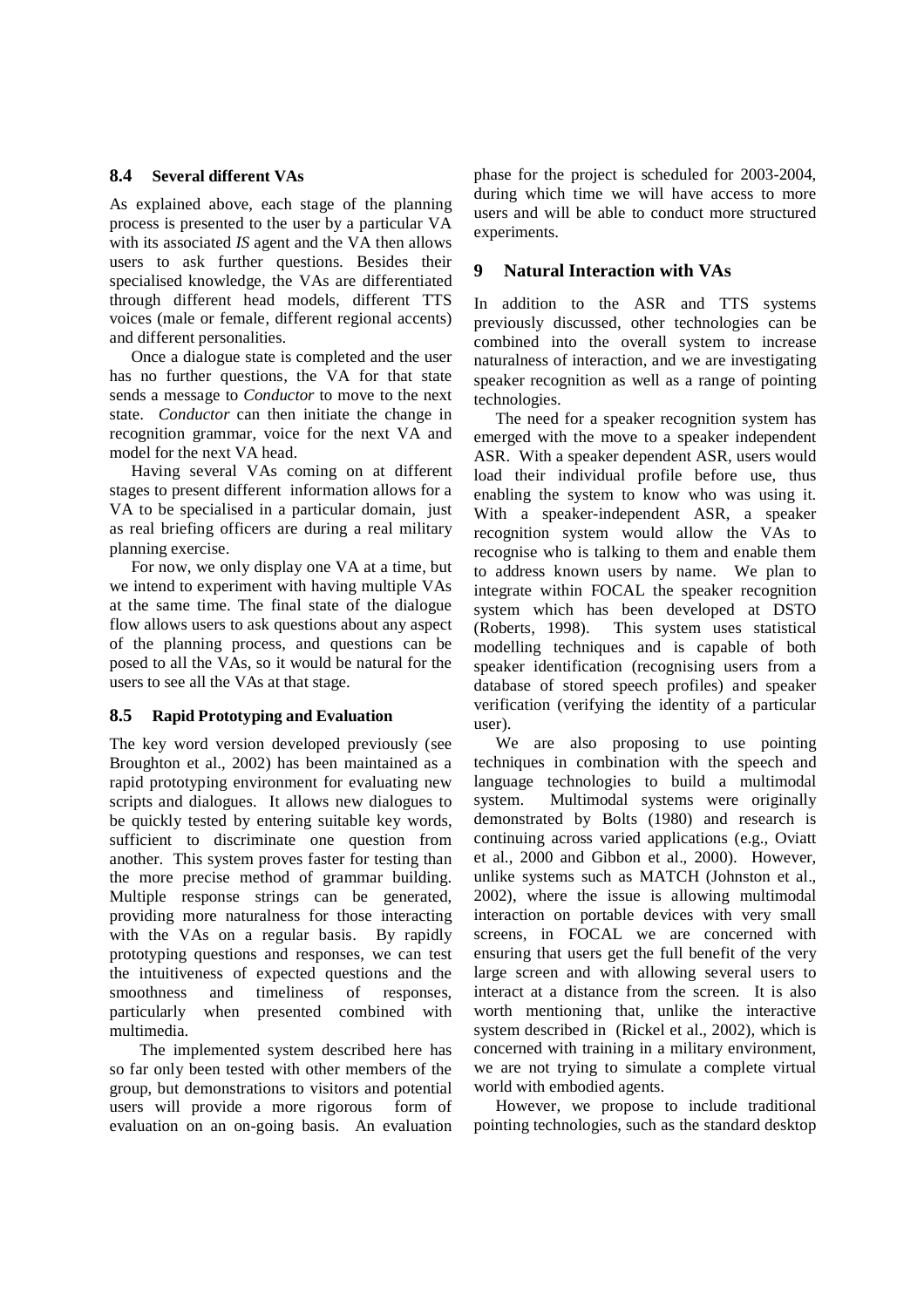### 8.4 Several different VAs

As explained above, each stage of the planning process is presented to the user by a particular VA with its associated *IS* agent and the VA then allows users to ask further questions. Besides their specialised knowledge, the VAs are differentiated through different head models, different TTS voices (male or female, different regional accents) and different personalities.

Once a dialogue state is completed and the user has no further questions, the VA for that state sends a message to *Conductor* to move to the next state. *Conductor* can then initiate the change in recognition grammar, voice for the next VA and model for the next VA head.

Having several VAs coming on at different stages to present different information allows for a VA to be specialised in a particular domain, just as real briefing officers are during a real military planning exercise.

For now, we only display one VA at a time, but we intend to experiment with having multiple VAs at the same time. The final state of the dialogue flow allows users to ask questions about any aspect of the planning process, and questions can be posed to all the VAs, so it would be natural for the users to see all the VAs at that stage.

### 8.5 Rapid Prototyping and Evaluation

The key word version developed previously (see Broughton et al., 2002) has been maintained as a rapid prototyping environment for evaluating new scripts and dialogues. It allows new dialogues to be quickly tested by entering suitable key words, sufficient to discriminate one question from another. This system proves faster for testing than the more precise method of grammar building. Multiple response strings can be generated, providing more naturalness for those interacting with the VAs on a regular basis. By rapidly prototyping questions and responses, we can test the intuitiveness of expected questions and the smoothness and timeliness of responses, particularly when presented combined with multimedia.

The implemented system described here has so far only been tested with other members of the group, but demonstrations to visitors and potential users will provide a more rigorous form of evaluation on an on-going basis. An evaluation phase for the project is scheduled for 2003-2004, during which time we will have access to more users and will be able to conduct more structured experiments.

## 9 Natural Interaction with VAs

In addition to the ASR and TTS systems previously discussed, other technologies can be combined into the overall system to increase naturalness of interaction, and we are investigating speaker recognition as well as a range of pointing technologies.

The need for a speaker recognition system has emerged with the move to a speaker independent ASR. With a speaker dependent ASR, users would load their individual profile before use, thus enabling the system to know who was using it. With a speaker-independent ASR, a speaker recognition system would allow the VAs to recognise who is talking to them and enable them to address known users by name. We plan to integrate within FOCAL the speaker recognition system which has been developed at DSTO (Roberts, 1998). This system uses statistical modelling techniques and is capable of both speaker identification (recognising users from a database of stored speech profiles) and speaker verification (verifying the identity of a particular user).

We are also proposing to use pointing techniques in combination with the speech and language technologies to build a multimodal system. Multimodal systems were originally demonstrated by Bolts (1980) and research is continuing across varied applications (e.g., Oviatt et al., 2000 and Gibbon et al., 2000). However, unlike systems such as MATCH (Johnston et al., 2002), where the issue is allowing multimodal interaction on portable devices with very small screens, in FOCAL we are concerned with ensuring that users get the full benefit of the very large screen and with allowing several users to interact at a distance from the screen. It is also worth mentioning that, unlike the interactive system described in (Rickel et al., 2002), which is concerned with training in a military environment, we are not trying to simulate a complete virtual world with embodied agents.

However, we propose to include traditional pointing technologies, such as the standard desktop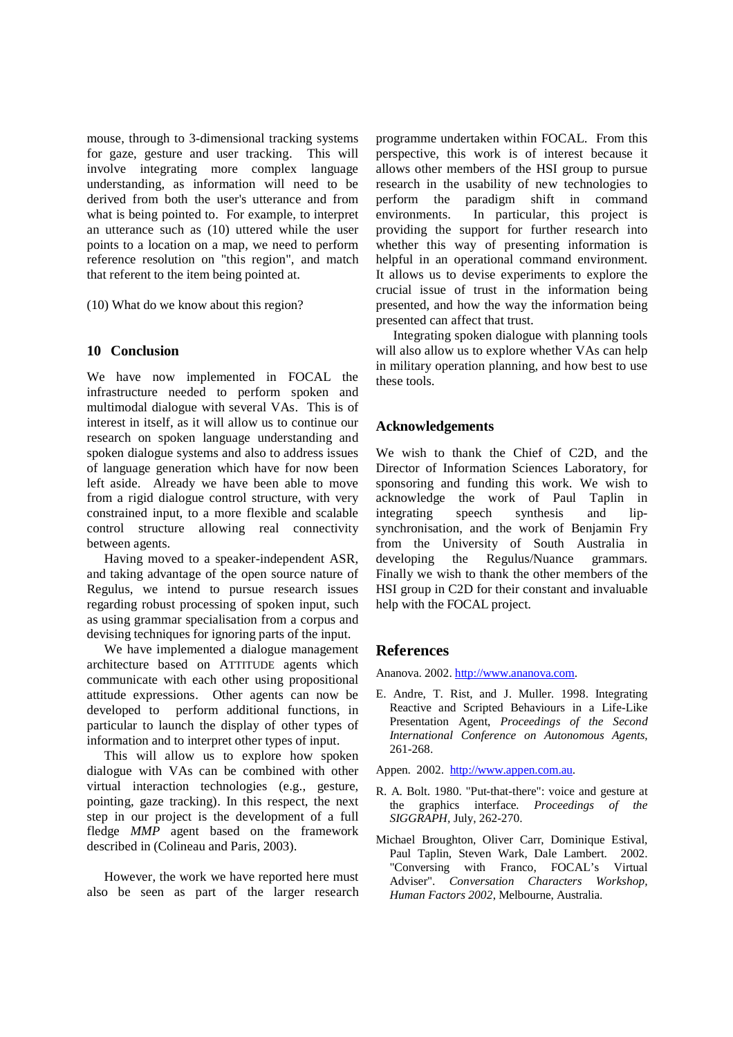mouse, through to 3-dimensional tracking systems for gaze, gesture and user tracking. This will involve integrating more complex language understanding, as information will need to be derived from both the user's utterance and from what is being pointed to. For example, to interpret an utterance such as (10) uttered while the user points to a location on a map, we need to perform reference resolution on "this region", and match that referent to the item being pointed at.

(10) What do we know about this region?

## 10 Conclusion

We have now implemented in FOCAL the infrastructure needed to perform spoken and multimodal dialogue with several VAs. This is of interest in itself, as it will allow us to continue our research on spoken language understanding and spoken dialogue systems and also to address issues of language generation which have for now been left aside. Already we have been able to move from a rigid dialogue control structure, with very constrained input, to a more flexible and scalable control structure allowing real connectivity between agents.

Having moved to a speaker-independent ASR, and taking advantage of the open source nature of Regulus, we intend to pursue research issues regarding robust processing of spoken input, such as using grammar specialisation from a corpus and devising techniques for ignoring parts of the input.

We have implemented a dialogue management architecture based on ATTITUDE agents which communicate with each other using propositional attitude expressions. Other agents can now be developed to perform additional functions, in particular to launch the display of other types of information and to interpret other types of input.

This will allow us to explore how spoken dialogue with VAs can be combined with other virtual interaction technologies (e.g., gesture, pointing, gaze tracking). In this respect, the next step in our project is the development of a full fledge *MMP* agent based on the framework described in (Colineau and Paris, 2003).

However, the work we have reported here must also be seen as part of the larger research programme undertaken within FOCAL. From this perspective, this work is of interest because it allows other members of the HSI group to pursue research in the usability of new technologies to perform the paradigm shift in command environments. In particular, this project is providing the support for further research into whether this way of presenting information is helpful in an operational command environment. It allows us to devise experiments to explore the crucial issue of trust in the information being presented, and how the way the information being presented can affect that trust.

Integrating spoken dialogue with planning tools will also allow us to explore whether VAs can help in military operation planning, and how best to use these tools.

## Acknowledgements

We wish to thank the Chief of C2D, and the Director of Information Sciences Laboratory, for sponsoring and funding this work. We wish to acknowledge the work of Paul Taplin in integrating speech synthesis and lip-synchronisation, and the work of Benjamin Fry from the University of South Australia in developing the Regulus/Nuance grammars. Finally we wish to thank the other members of the HSI group in C2D for their constant and invaluable help with the FOCAL project.

## References

Ananova. 2002. http://www.ananova.com.

E. Andre, T. Rist, and J. Muller. 1998. Integrating Reactive and Scripted Behaviours in a Life-Like Presentation Agent, *Proceedings of the Second International Conference on Autonomous Agents*, 261-268.

Appen. 2002. http://www.appen.com.au.

R. A. Bolt. 1980. "Put-that-there": voice and gesture at the graphics interface. *Proceedings of the SIGGRAPH*, July, 262-270.

Michael Broughton, Oliver Carr, Dominique Estival, Paul Taplin, Steven Wark, Dale Lambert. 2002. "Conversing with Franco, FOCAL's Virtual Adviser". *Conversation Characters Workshop, Human Factors 2002*, Melbourne, Australia.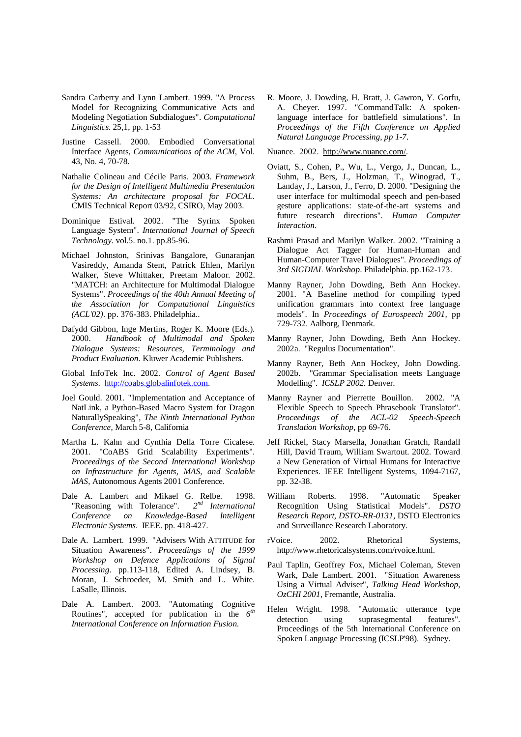Sandra Carberry and Lynn Lambert. 1999. "A Process Model for Recognizing Communicative Acts and Modeling Negotiation Subdialogues". *Computational Linguistics*. 25,1, pp. 1-53

Justine Cassell. 2000. Embodied Conversational Interface Agents, *Communications of the ACM*, Vol. 43, No. 4, 70-78.

Nathalie Colineau and Cécile Paris. 2003. *Framework for the Design of Intelligent Multimedia Presentation Systems: An architecture proposal for FOCAL*. CMIS Technical Report 03/92, CSIRO, May 2003.

Dominique Estival. 2002. "The Syrinx Spoken Language System". *International Journal of Speech Technology*. vol.5. no.1. pp.85-96.

Michael Johnston, Srinivas Bangalore, Gunaranjan Vasireddy, Amanda Stent, Patrick Ehlen, Marilyn Walker, Steve Whittaker, Preetam Maloor. 2002. "MATCH: an Architecture for Multimodal Dialogue Systems". *Proceedings of the 40th Annual Meeting of the Association for Computational Linguistics (ACL'02)*. pp. 376-383. Philadelphia..

Dafydd Gibbon, Inge Mertins, Roger K. Moore (Eds.). 2000. *Handbook of Multimodal and Spoken Dialogue Systems: Resources, Terminology and Product Evaluation.* Kluwer Academic Publishers.

Global InfoTek Inc. 2002. *Control of Agent Based Systems*. http://coabs.globalinfotek.com.

Joel Gould. 2001. "Implementation and Acceptance of NatLink, a Python-Based Macro System for Dragon NaturallySpeaking", *The Ninth International Python Conference*, March 5-8, California

Martha L. Kahn and Cynthia Della Torre Cicalese. 2001. "CoABS Grid Scalability Experiments". *Proceedings of the Second International Workshop on Infrastructure for Agents, MAS, and Scalable MAS*, Autonomous Agents 2001 Conference.

Dale A. Lambert and Mikael G. Relbe. 1998. "Reasoning with Tolerance". *2nd International Conference on Knowledge-Based Intelligent Electronic Systems*. IEEE. pp. 418-427.

Dale A. Lambert. 1999. "Advisers With ATTITUDE for Situation Awareness". *Proceedings of the 1999 Workshop on Defence Applications of Signal Processing*. pp.113-118, Edited A. Lindsey, B. Moran, J. Schroeder, M. Smith and L. White. LaSalle, Illinois.

Dale A. Lambert. 2003. "Automating Cognitive Routines", accepted for publication in the *6th International Conference on Information Fusion.*

R. Moore, J. Dowding, H. Bratt, J. Gawron, Y. Gorfu, A. Cheyer. 1997. "CommandTalk: A spoken-language interface for battlefield simulations". In *Proceedings of the Fifth Conference on Applied Natural Language Processing, pp 1-7*.

Nuance. 2002. http://www.nuance.com/.

Oviatt, S., Cohen, P., Wu, L., Vergo, J., Duncan, L., Suhm, B., Bers, J., Holzman, T., Winograd, T., Landay, J., Larson, J., Ferro, D. 2000. "Designing the user interface for multimodal speech and pen-based gesture applications: state-of-the-art systems and future research directions". *Human Computer Interaction*.

Rashmi Prasad and Marilyn Walker. 2002. "Training a Dialogue Act Tagger for Human-Human and Human-Computer Travel Dialogues". *Proceedings of 3rd SIGDIAL Workshop*. Philadelphia. pp.162-173.

Manny Rayner, John Dowding, Beth Ann Hockey. 2001. "A Baseline method for compiling typed unification grammars into context free language models". In *Proceedings of Eurospeech 2001*, pp 729-732. Aalborg, Denmark.

Manny Rayner, John Dowding, Beth Ann Hockey. 2002a. "Regulus Documentation".

Manny Rayner, Beth Ann Hockey, John Dowding. 2002b. "Grammar Specialisation meets Language Modelling". *ICSLP 2002*. Denver.

Manny Rayner and Pierrette Bouillon. 2002. "A Flexible Speech to Speech Phrasebook Translator". *Proceedings of the ACL-02 Speech-Speech Translation Workshop*, pp 69-76.

Jeff Rickel, Stacy Marsella, Jonathan Gratch, Randall Hill, David Traum, William Swartout. 2002. Toward a New Generation of Virtual Humans for Interactive Experiences. IEEE Intelligent Systems, 1094-7167, pp. 32-38.

William Roberts. 1998. "Automatic Speaker Recognition Using Statistical Models". *DSTO Research Report, DSTO-RR-0131*, DSTO Electronics and Surveillance Research Laboratory.

rVoice. 2002. Rhetorical Systems, http://www.rhetoricalsystems.com/rvoice.html.

Paul Taplin, Geoffrey Fox, Michael Coleman, Steven Wark, Dale Lambert. 2001. "Situation Awareness Using a Virtual Adviser", *Talking Head Workshop, OzCHI 2001*, Fremantle, Australia.

Helen Wright. 1998. "Automatic utterance type detection using suprasegmental features". Proceedings of the 5th International Conference on Spoken Language Processing (ICSLP'98). Sydney.